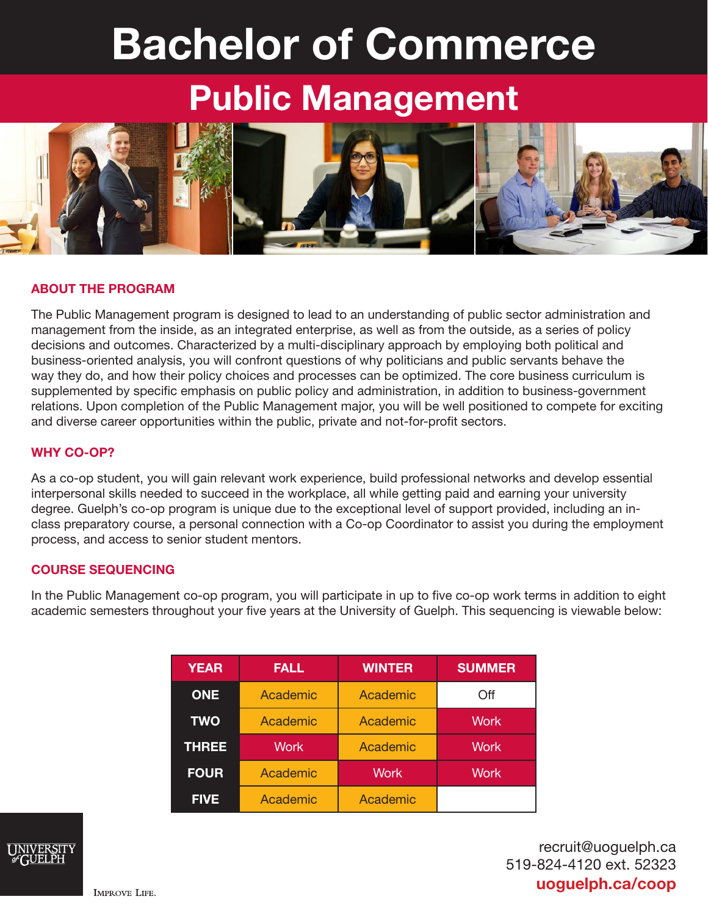# Bachelor of Commerce

## Public Management

### ABOUT THE PROGRAM

The Public Management program is designed to lead to an understanding of public sector administration and management from the inside, as an integrated enterprise, as well as from the outside, as a series of policy decisions and outcomes. Characterized by a multi-disciplinary approach by employing both political and business-oriented analysis, you will confront questions of why politicians and public servants behave the way they do, and how their policy choices and processes can be optimized. The core business curriculum is supplemented by specific emphasis on public policy and administration, in addition to business-government relations. Upon completion of the Public Management major, you will be well positioned to compete for exciting and diverse career opportunities within the public, private and not-for-profit sectors.

### WHY CO-OP?

As a co-op student, you will gain relevant work experience, build professional networks and develop essential interpersonal skills needed to succeed in the workplace, all while getting paid and earning your university degree. Guelph's co-op program is unique due to the exceptional level of support provided, including an in-class preparatory course, a personal connection with a Co-op Coordinator to assist you during the employment process, and access to senior student mentors.

### COURSE SEQUENCING

In the Public Management co-op program, you will participate in up to five co-op work terms in addition to eight academic semesters throughout your five years at the University of Guelph. This sequencing is viewable below:

| YEAR | FALL | WINTER | SUMMER |
|---|---|---|---|
| ONE | Academic | Academic | Off |
| TWO | Academic | Academic | Work |
| THREE | Work | Academic | Work |
| FOUR | Academic | Work | Work |
| FIVE | Academic | Academic | |

UNIVERSITY of GUELPH

IMPROVE LIFE.

recruit@uoguelph.ca
519-824-4120 ext. 52323
**uoguelph.ca/coop**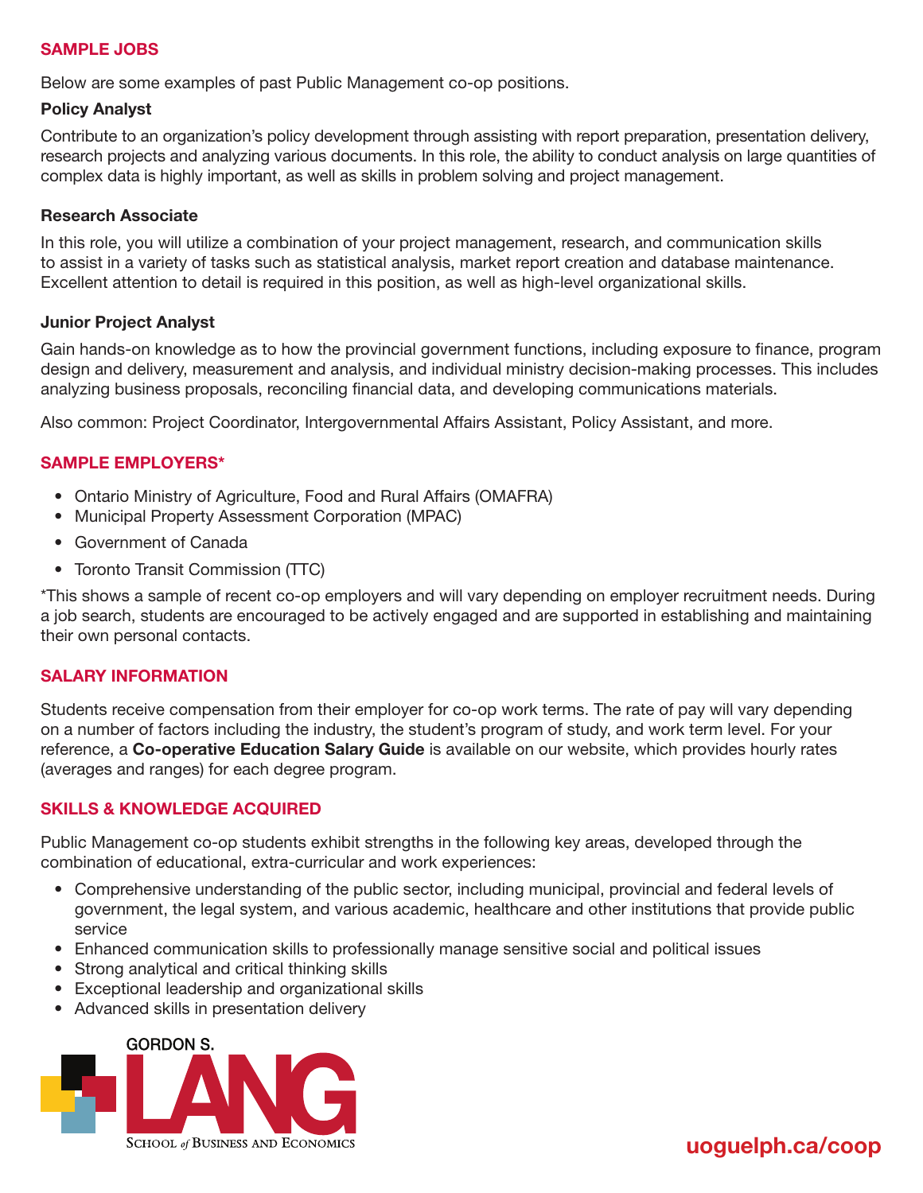## SAMPLE JOBS

Below are some examples of past Public Management co-op positions.

### Policy Analyst

Contribute to an organization's policy development through assisting with report preparation, presentation delivery, research projects and analyzing various documents. In this role, the ability to conduct analysis on large quantities of complex data is highly important, as well as skills in problem solving and project management.

### Research Associate

In this role, you will utilize a combination of your project management, research, and communication skills to assist in a variety of tasks such as statistical analysis, market report creation and database maintenance. Excellent attention to detail is required in this position, as well as high-level organizational skills.

### Junior Project Analyst

Gain hands-on knowledge as to how the provincial government functions, including exposure to finance, program design and delivery, measurement and analysis, and individual ministry decision-making processes. This includes analyzing business proposals, reconciling financial data, and developing communications materials.

Also common: Project Coordinator, Intergovernmental Affairs Assistant, Policy Assistant, and more.

## SAMPLE EMPLOYERS*

- Ontario Ministry of Agriculture, Food and Rural Affairs (OMAFRA)
- Municipal Property Assessment Corporation (MPAC)
- Government of Canada
- Toronto Transit Commission (TTC)

*This shows a sample of recent co-op employers and will vary depending on employer recruitment needs. During a job search, students are encouraged to be actively engaged and are supported in establishing and maintaining their own personal contacts.

## SALARY INFORMATION

Students receive compensation from their employer for co-op work terms. The rate of pay will vary depending on a number of factors including the industry, the student's program of study, and work term level. For your reference, a **Co-operative Education Salary Guide** is available on our website, which provides hourly rates (averages and ranges) for each degree program.

## SKILLS & KNOWLEDGE ACQUIRED

Public Management co-op students exhibit strengths in the following key areas, developed through the combination of educational, extra-curricular and work experiences:

- Comprehensive understanding of the public sector, including municipal, provincial and federal levels of government, the legal system, and various academic, healthcare and other institutions that provide public service
- Enhanced communication skills to professionally manage sensitive social and political issues
- Strong analytical and critical thinking skills
- Exceptional leadership and organizational skills
- Advanced skills in presentation delivery

GORDON S. LANG
School of Business and Economics

**uoguelph.ca/coop**